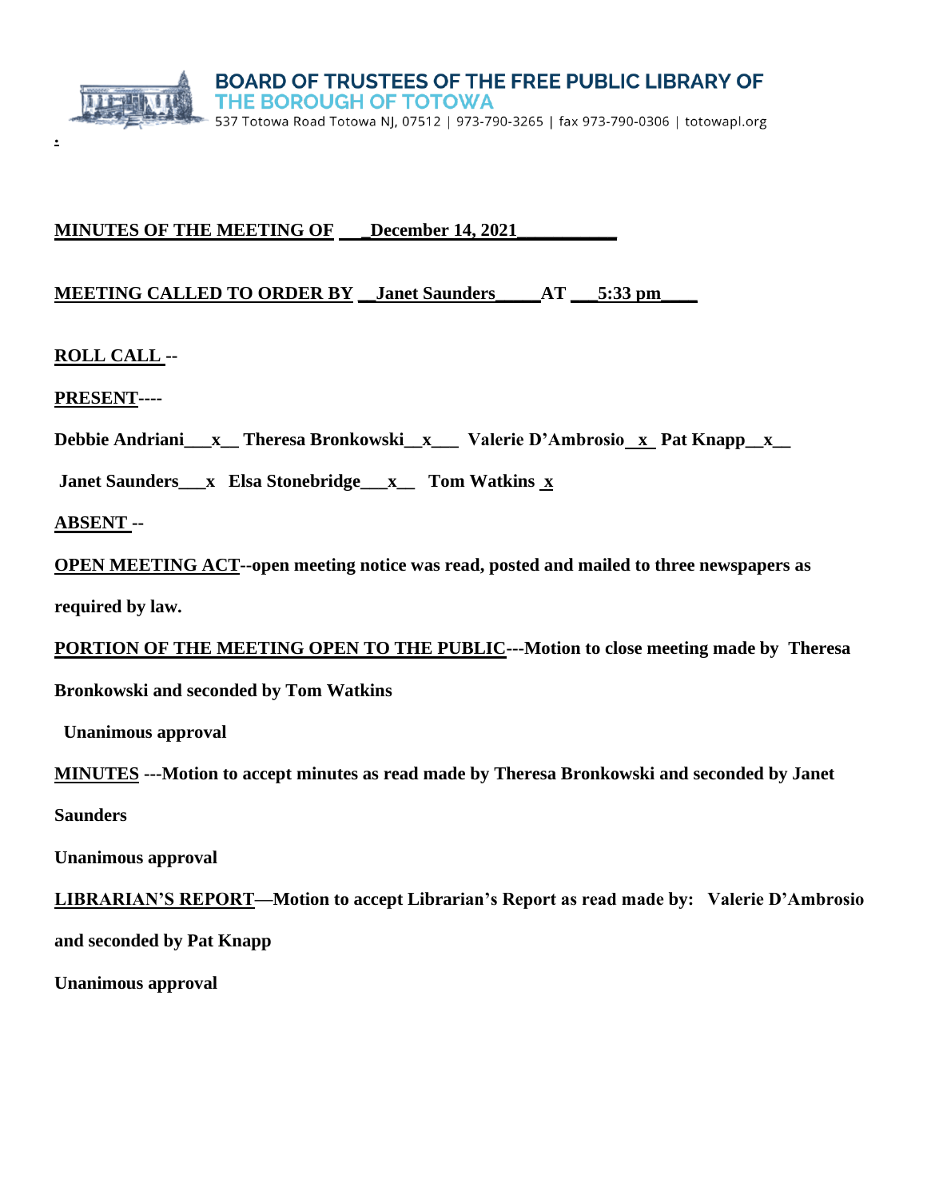**BOARD OF TRUSTEES OF THE FREE PUBLIC LIBRARY OF THE BOROUGH OF TOTOWA**

537 Totowa Road Totowa NJ, 07512 | 973-790-3265 | fax 973-790-0306 | totowapl.org

**MINUTES OF THE MEETING OF \_\_\_December 14, 2021\_\_\_\_\_\_\_\_\_\_\_**

**MEETING CALLED TO ORDER BY \_\_Janet Saunders\_\_\_\_\_AT \_\_\_5:33 pm\_\_\_\_**

**ROLL CALL --**

**PRESENT----**

**Debbie Andriani\_\_\_x\_\_ Theresa Bronkowski\_\_x\_\_\_ Valerie D'Ambrosio\_x\_ Pat Knapp\_\_x\_\_**

**Janet Saunders\_\_\_x Elsa Stonebridge\_\_\_x\_\_ Tom Watkins x**

**ABSENT --**

**OPEN MEETING ACT--open meeting notice was read, posted and mailed to three newspapers as required by law.**

**PORTION OF THE MEETING OPEN TO THE PUBLIC---Motion to close meeting made by Theresa Bronkowski and seconded by Tom Watkins**

**Unanimous approval**

**MINUTES ---Motion to accept minutes as read made by Theresa Bronkowski and seconded by Janet Saunders**

**Unanimous approval**

**LIBRARIAN'S REPORT—Motion to accept Librarian's Report as read made by: Valerie D'Ambrosio and seconded by Pat Knapp**

**Unanimous approval**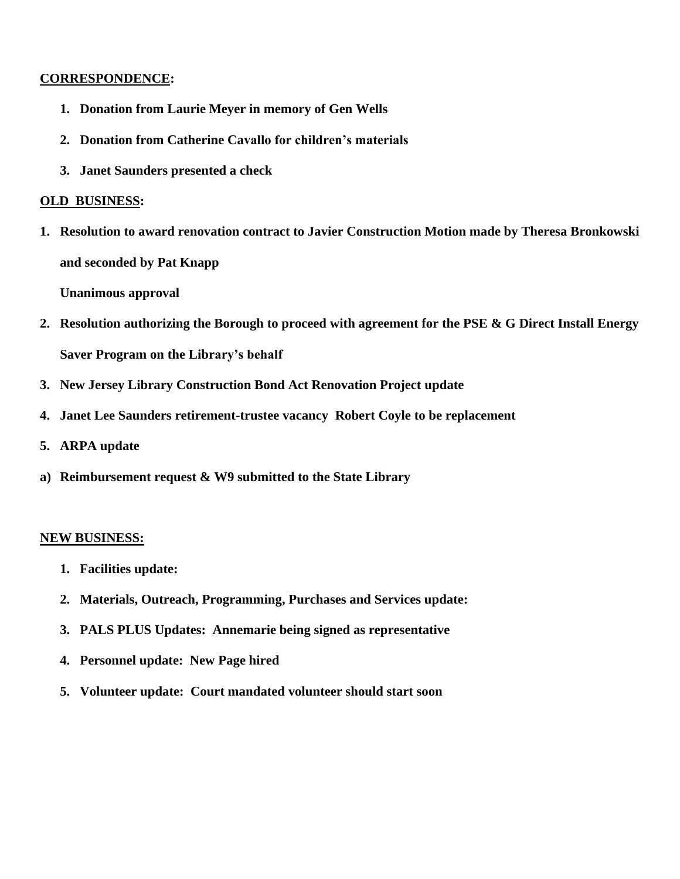**CORRESPONDENCE:**

1. **Donation from Laurie Meyer in memory of Gen Wells**
2. **Donation from Catherine Cavallo for children's materials**
3. **Janet Saunders presented a check**

**OLD BUSINESS:**

1. **Resolution to award renovation contract to Javier Construction Motion made by Theresa Bronkowski and seconded by Pat Knapp**

   **Unanimous approval**
2. **Resolution authorizing the Borough to proceed with agreement for the PSE & G Direct Install Energy Saver Program on the Library's behalf**
3. **New Jersey Library Construction Bond Act Renovation Project update**
4. **Janet Lee Saunders retirement-trustee vacancy Robert Coyle to be replacement**
5. **ARPA update**

a) **Reimbursement request & W9 submitted to the State Library**

**NEW BUSINESS:**

1. **Facilities update:**
2. **Materials, Outreach, Programming, Purchases and Services update:**
3. **PALS PLUS Updates: Annemarie being signed as representative**
4. **Personnel update: New Page hired**
5. **Volunteer update: Court mandated volunteer should start soon**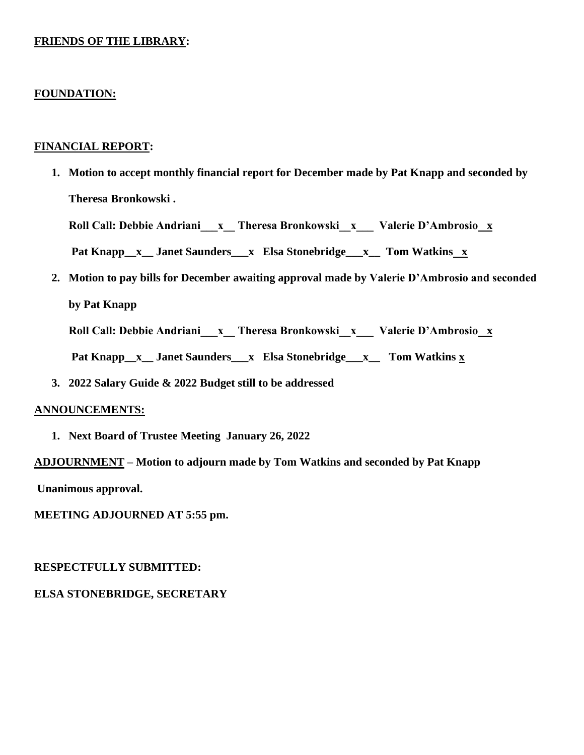**FRIENDS OF THE LIBRARY:**

**FOUNDATION:**

**FINANCIAL REPORT:**

1. **Motion to accept monthly financial report for December made by Pat Knapp and seconded by Theresa Bronkowski .**

   **Roll Call: Debbie Andriani___x__ Theresa Bronkowski__x___ Valerie D'Ambrosio__x**

   **Pat Knapp__x__ Janet Saunders___x Elsa Stonebridge___x__ Tom Watkins__x**

2. **Motion to pay bills for December awaiting approval made by Valerie D'Ambrosio and seconded by Pat Knapp**

   **Roll Call: Debbie Andriani___x__ Theresa Bronkowski__x___ Valerie D'Ambrosio__x**

   **Pat Knapp__x__ Janet Saunders___x Elsa Stonebridge___x__ Tom Watkins x**

3. **2022 Salary Guide & 2022 Budget still to be addressed**

**ANNOUNCEMENTS:**

1. **Next Board of Trustee Meeting January 26, 2022**

**ADJOURNMENT – Motion to adjourn made by Tom Watkins and seconded by Pat Knapp**

**Unanimous approval.**

**MEETING ADJOURNED AT 5:55 pm.**

**RESPECTFULLY SUBMITTED:**

**ELSA STONEBRIDGE, SECRETARY**